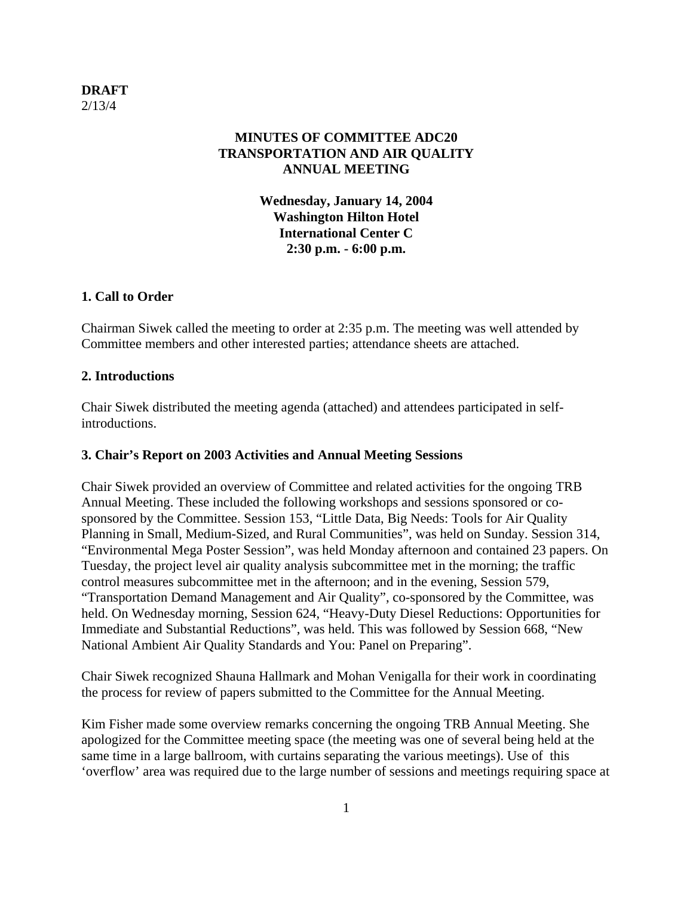**DRAFT**
2/13/4

# MINUTES OF COMMITTEE ADC20
# TRANSPORTATION AND AIR QUALITY
# ANNUAL MEETING

**Wednesday, January 14, 2004**
**Washington Hilton Hotel**
**International Center C**
**2:30 p.m. - 6:00 p.m.**

## 1. Call to Order

Chairman Siwek called the meeting to order at 2:35 p.m. The meeting was well attended by Committee members and other interested parties; attendance sheets are attached.

## 2. Introductions

Chair Siwek distributed the meeting agenda (attached) and attendees participated in self-introductions.

## 3. Chair's Report on 2003 Activities and Annual Meeting Sessions

Chair Siwek provided an overview of Committee and related activities for the ongoing TRB Annual Meeting. These included the following workshops and sessions sponsored or co-sponsored by the Committee. Session 153, "Little Data, Big Needs: Tools for Air Quality Planning in Small, Medium-Sized, and Rural Communities", was held on Sunday. Session 314, "Environmental Mega Poster Session", was held Monday afternoon and contained 23 papers. On Tuesday, the project level air quality analysis subcommittee met in the morning; the traffic control measures subcommittee met in the afternoon; and in the evening, Session 579, "Transportation Demand Management and Air Quality", co-sponsored by the Committee, was held. On Wednesday morning, Session 624, "Heavy-Duty Diesel Reductions: Opportunities for Immediate and Substantial Reductions", was held. This was followed by Session 668, "New National Ambient Air Quality Standards and You: Panel on Preparing".

Chair Siwek recognized Shauna Hallmark and Mohan Venigalla for their work in coordinating the process for review of papers submitted to the Committee for the Annual Meeting.

Kim Fisher made some overview remarks concerning the ongoing TRB Annual Meeting. She apologized for the Committee meeting space (the meeting was one of several being held at the same time in a large ballroom, with curtains separating the various meetings). Use of this 'overflow' area was required due to the large number of sessions and meetings requiring space at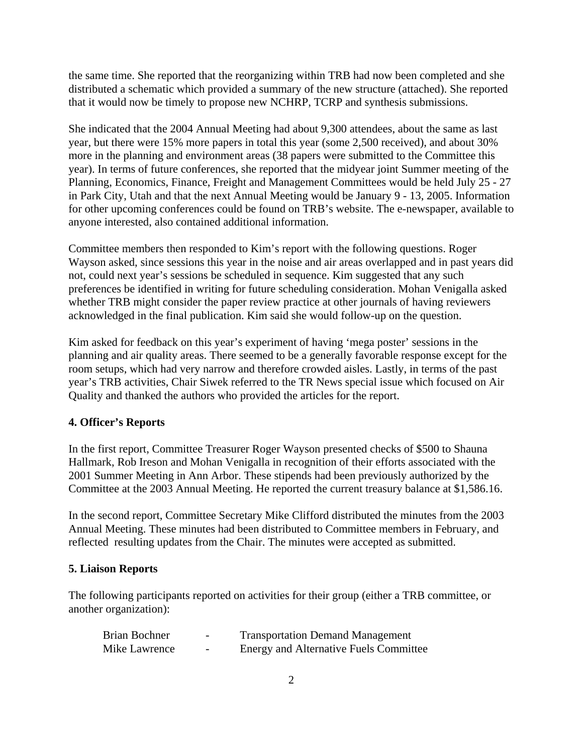the same time. She reported that the reorganizing within TRB had now been completed and she distributed a schematic which provided a summary of the new structure (attached). She reported that it would now be timely to propose new NCHRP, TCRP and synthesis submissions.

She indicated that the 2004 Annual Meeting had about 9,300 attendees, about the same as last year, but there were 15% more papers in total this year (some 2,500 received), and about 30% more in the planning and environment areas (38 papers were submitted to the Committee this year). In terms of future conferences, she reported that the midyear joint Summer meeting of the Planning, Economics, Finance, Freight and Management Committees would be held July 25 - 27 in Park City, Utah and that the next Annual Meeting would be January 9 - 13, 2005. Information for other upcoming conferences could be found on TRB's website. The e-newspaper, available to anyone interested, also contained additional information.

Committee members then responded to Kim's report with the following questions. Roger Wayson asked, since sessions this year in the noise and air areas overlapped and in past years did not, could next year's sessions be scheduled in sequence. Kim suggested that any such preferences be identified in writing for future scheduling consideration. Mohan Venigalla asked whether TRB might consider the paper review practice at other journals of having reviewers acknowledged in the final publication. Kim said she would follow-up on the question.

Kim asked for feedback on this year's experiment of having 'mega poster' sessions in the planning and air quality areas. There seemed to be a generally favorable response except for the room setups, which had very narrow and therefore crowded aisles. Lastly, in terms of the past year's TRB activities, Chair Siwek referred to the TR News special issue which focused on Air Quality and thanked the authors who provided the articles for the report.

**4. Officer's Reports**

In the first report, Committee Treasurer Roger Wayson presented checks of $500 to Shauna Hallmark, Rob Ireson and Mohan Venigalla in recognition of their efforts associated with the 2001 Summer Meeting in Ann Arbor. These stipends had been previously authorized by the Committee at the 2003 Annual Meeting. He reported the current treasury balance at $1,586.16.

In the second report, Committee Secretary Mike Clifford distributed the minutes from the 2003 Annual Meeting. These minutes had been distributed to Committee members in February, and reflected resulting updates from the Chair. The minutes were accepted as submitted.

**5. Liaison Reports**

The following participants reported on activities for their group (either a TRB committee, or another organization):

| | | |
|---|---|---|
| Brian Bochner | - | Transportation Demand Management |
| Mike Lawrence | - | Energy and Alternative Fuels Committee |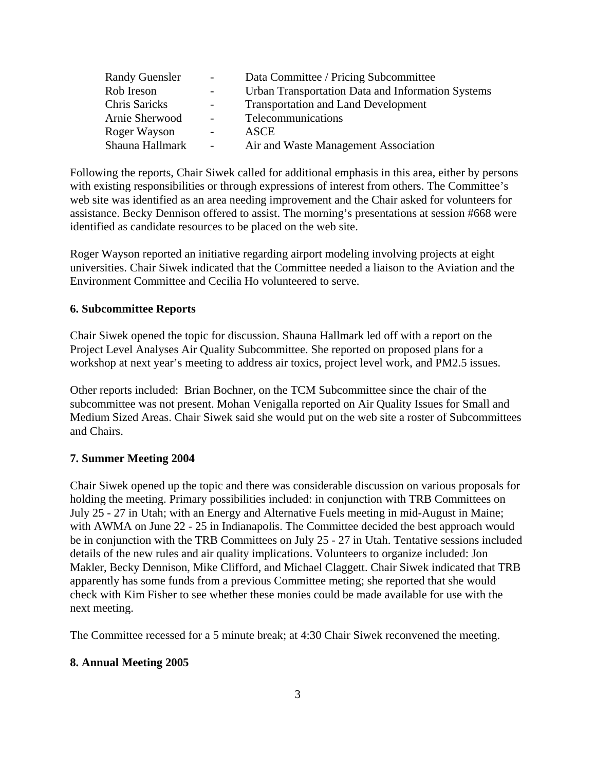| | | |
|---|---|---|
| Randy Guensler | - | Data Committee / Pricing Subcommittee |
| Rob Ireson | - | Urban Transportation Data and Information Systems |
| Chris Saricks | - | Transportation and Land Development |
| Arnie Sherwood | - | Telecommunications |
| Roger Wayson | - | ASCE |
| Shauna Hallmark | - | Air and Waste Management Association |

Following the reports, Chair Siwek called for additional emphasis in this area, either by persons with existing responsibilities or through expressions of interest from others. The Committee's web site was identified as an area needing improvement and the Chair asked for volunteers for assistance. Becky Dennison offered to assist. The morning's presentations at session #668 were identified as candidate resources to be placed on the web site.

Roger Wayson reported an initiative regarding airport modeling involving projects at eight universities. Chair Siwek indicated that the Committee needed a liaison to the Aviation and the Environment Committee and Cecilia Ho volunteered to serve.

**6. Subcommittee Reports**

Chair Siwek opened the topic for discussion. Shauna Hallmark led off with a report on the Project Level Analyses Air Quality Subcommittee. She reported on proposed plans for a workshop at next year's meeting to address air toxics, project level work, and PM2.5 issues.

Other reports included: Brian Bochner, on the TCM Subcommittee since the chair of the subcommittee was not present. Mohan Venigalla reported on Air Quality Issues for Small and Medium Sized Areas. Chair Siwek said she would put on the web site a roster of Subcommittees and Chairs.

**7. Summer Meeting 2004**

Chair Siwek opened up the topic and there was considerable discussion on various proposals for holding the meeting. Primary possibilities included: in conjunction with TRB Committees on July 25 - 27 in Utah; with an Energy and Alternative Fuels meeting in mid-August in Maine; with AWMA on June 22 - 25 in Indianapolis. The Committee decided the best approach would be in conjunction with the TRB Committees on July 25 - 27 in Utah. Tentative sessions included details of the new rules and air quality implications. Volunteers to organize included: Jon Makler, Becky Dennison, Mike Clifford, and Michael Claggett. Chair Siwek indicated that TRB apparently has some funds from a previous Committee meting; she reported that she would check with Kim Fisher to see whether these monies could be made available for use with the next meeting.

The Committee recessed for a 5 minute break; at 4:30 Chair Siwek reconvened the meeting.

**8. Annual Meeting 2005**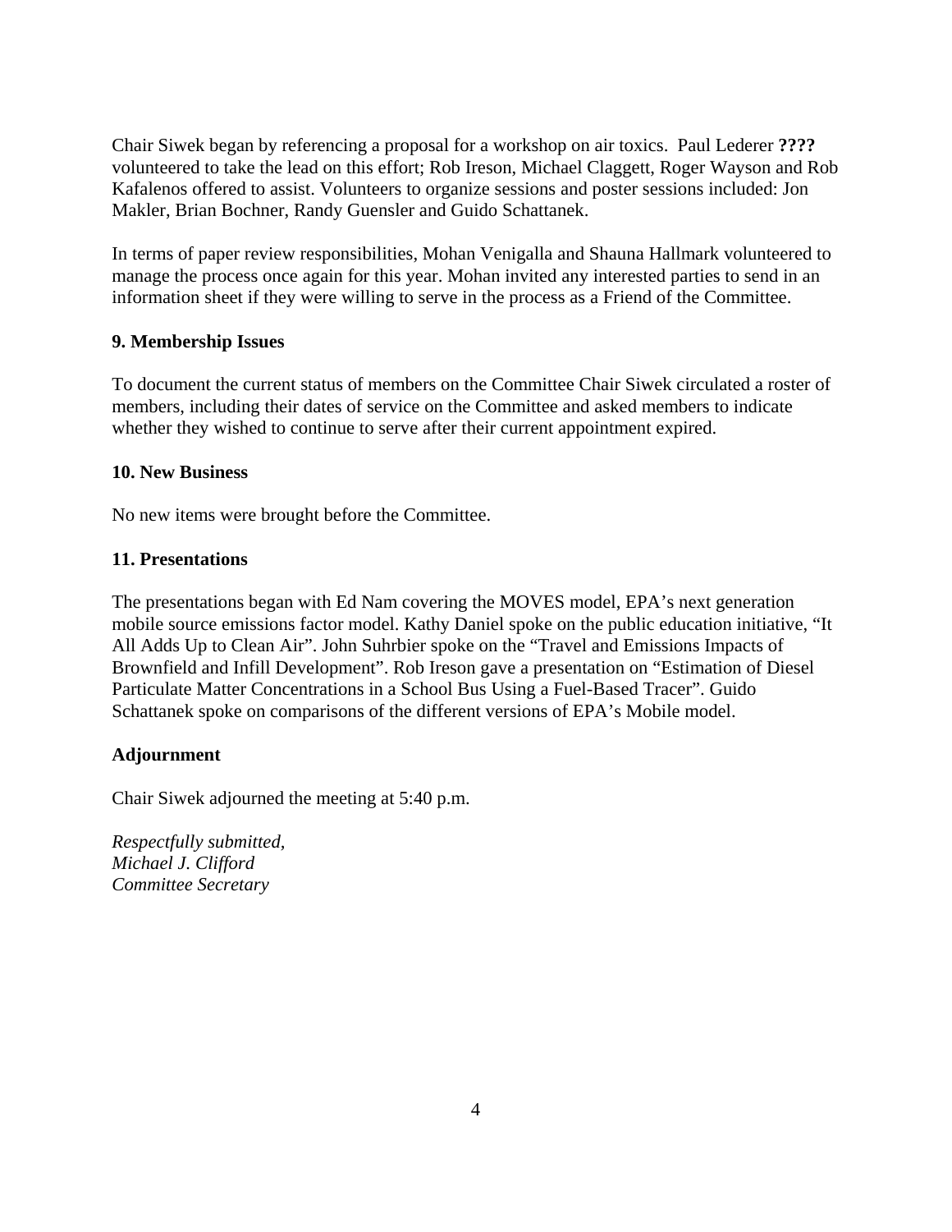Chair Siwek began by referencing a proposal for a workshop on air toxics. Paul Lederer **????** volunteered to take the lead on this effort; Rob Ireson, Michael Claggett, Roger Wayson and Rob Kafalenos offered to assist. Volunteers to organize sessions and poster sessions included: Jon Makler, Brian Bochner, Randy Guensler and Guido Schattanek.

In terms of paper review responsibilities, Mohan Venigalla and Shauna Hallmark volunteered to manage the process once again for this year. Mohan invited any interested parties to send in an information sheet if they were willing to serve in the process as a Friend of the Committee.

**9. Membership Issues**

To document the current status of members on the Committee Chair Siwek circulated a roster of members, including their dates of service on the Committee and asked members to indicate whether they wished to continue to serve after their current appointment expired.

**10. New Business**

No new items were brought before the Committee.

**11. Presentations**

The presentations began with Ed Nam covering the MOVES model, EPA's next generation mobile source emissions factor model. Kathy Daniel spoke on the public education initiative, "It All Adds Up to Clean Air". John Suhrbier spoke on the "Travel and Emissions Impacts of Brownfield and Infill Development". Rob Ireson gave a presentation on "Estimation of Diesel Particulate Matter Concentrations in a School Bus Using a Fuel-Based Tracer". Guido Schattanek spoke on comparisons of the different versions of EPA's Mobile model.

**Adjournment**

Chair Siwek adjourned the meeting at 5:40 p.m.

*Respectfully submitted,*
*Michael J. Clifford*
*Committee Secretary*